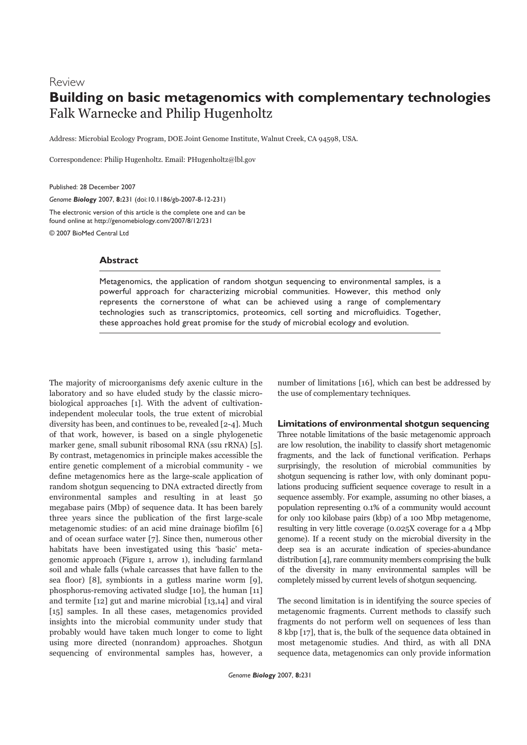Review

# Building on basic metagenomics with complementary technologies

Falk Warnecke and Philip Hugenholtz

Address: Microbial Ecology Program, DOE Joint Genome Institute, Walnut Creek, CA 94598, USA.

Correspondence: Philip Hugenholtz. Email: PHugenholtz@lbl.gov

Published: 28 December 2007

*Genome* **Biology** 2007, **8:**231 (doi:10.1186/gb-2007-8-12-231)

The electronic version of this article is the complete one and can be found online at http://genomebiology.com/2007/8/12/231

© 2007 BioMed Central Ltd

## Abstract

Metagenomics, the application of random shotgun sequencing to environmental samples, is a powerful approach for characterizing microbial communities. However, this method only represents the cornerstone of what can be achieved using a range of complementary technologies such as transcriptomics, proteomics, cell sorting and microfluidics. Together, these approaches hold great promise for the study of microbial ecology and evolution.

The majority of microorganisms defy axenic culture in the laboratory and so have eluded study by the classic microbiological approaches [1]. With the advent of cultivation-independent molecular tools, the true extent of microbial diversity has been, and continues to be, revealed [2-4]. Much of that work, however, is based on a single phylogenetic marker gene, small subunit ribosomal RNA (ssu rRNA) [5]. By contrast, metagenomics in principle makes accessible the entire genetic complement of a microbial community - we define metagenomics here as the large-scale application of random shotgun sequencing to DNA extracted directly from environmental samples and resulting in at least 50 megabase pairs (Mbp) of sequence data. It has been barely three years since the publication of the first large-scale metagenomic studies: of an acid mine drainage biofilm [6] and of ocean surface water [7]. Since then, numerous other habitats have been investigated using this 'basic' metagenomic approach (Figure 1, arrow 1), including farmland soil and whale falls (whale carcasses that have fallen to the sea floor) [8], symbionts in a gutless marine worm [9], phosphorus-removing activated sludge [10], the human [11] and termite [12] gut and marine microbial [13,14] and viral [15] samples. In all these cases, metagenomics provided insights into the microbial community under study that probably would have taken much longer to come to light using more directed (nonrandom) approaches. Shotgun sequencing of environmental samples has, however, a number of limitations [16], which can best be addressed by the use of complementary techniques.

## Limitations of environmental shotgun sequencing

Three notable limitations of the basic metagenomic approach are low resolution, the inability to classify short metagenomic fragments, and the lack of functional verification. Perhaps surprisingly, the resolution of microbial communities by shotgun sequencing is rather low, with only dominant populations producing sufficient sequence coverage to result in a sequence assembly. For example, assuming no other biases, a population representing 0.1% of a community would account for only 100 kilobase pairs (kbp) of a 100 Mbp metagenome, resulting in very little coverage (0.025X coverage for a 4 Mbp genome). If a recent study on the microbial diversity in the deep sea is an accurate indication of species-abundance distribution [4], rare community members comprising the bulk of the diversity in many environmental samples will be completely missed by current levels of shotgun sequencing.

The second limitation is in identifying the source species of metagenomic fragments. Current methods to classify such fragments do not perform well on sequences of less than 8 kbp [17], that is, the bulk of the sequence data obtained in most metagenomic studies. And third, as with all DNA sequence data, metagenomics can only provide information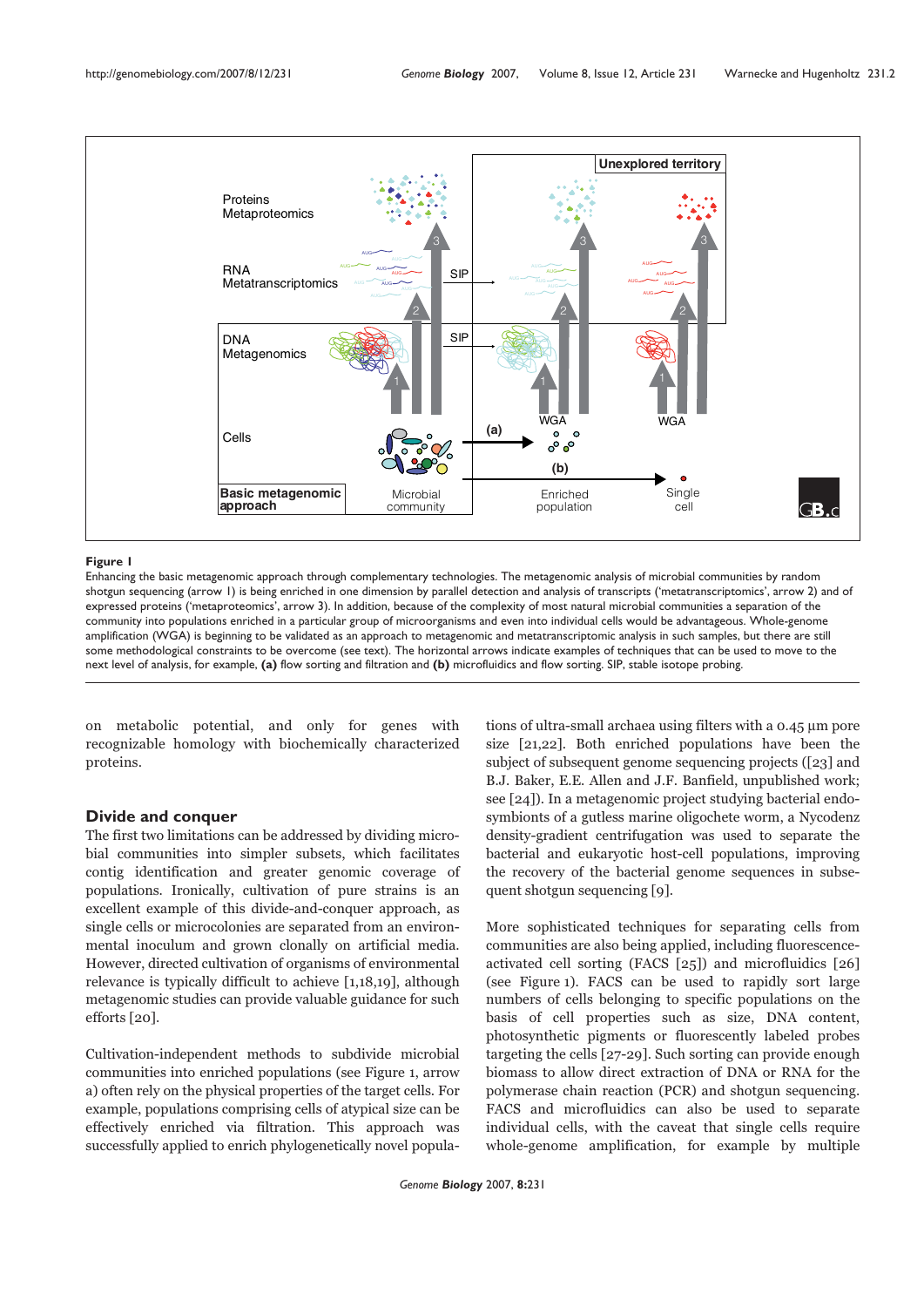**Figure 1**

Enhancing the basic metagenomic approach through complementary technologies. The metagenomic analysis of microbial communities by random shotgun sequencing (arrow 1) is being enriched in one dimension by parallel detection and analysis of transcripts ('metatranscriptomics', arrow 2) and of expressed proteins ('metaproteomics', arrow 3). In addition, because of the complexity of most natural microbial communities a separation of the community into populations enriched in a particular group of microorganisms and even into individual cells would be advantageous. Whole-genome amplification (WGA) is beginning to be validated as an approach to metagenomic and metatranscriptomic analysis in such samples, but there are still some methodological constraints to be overcome (see text). The horizontal arrows indicate examples of techniques that can be used to move to the next level of analysis, for example, **(a)** flow sorting and filtration and **(b)** microfluidics and flow sorting. SIP, stable isotope probing.

on metabolic potential, and only for genes with recognizable homology with biochemically characterized proteins.

## Divide and conquer

The first two limitations can be addressed by dividing microbial communities into simpler subsets, which facilitates contig identification and greater genomic coverage of populations. Ironically, cultivation of pure strains is an excellent example of this divide-and-conquer approach, as single cells or microcolonies are separated from an environmental inoculum and grown clonally on artificial media. However, directed cultivation of organisms of environmental relevance is typically difficult to achieve [1,18,19], although metagenomic studies can provide valuable guidance for such efforts [20].

Cultivation-independent methods to subdivide microbial communities into enriched populations (see Figure 1, arrow a) often rely on the physical properties of the target cells. For example, populations comprising cells of atypical size can be effectively enriched via filtration. This approach was successfully applied to enrich phylogenetically novel populations of ultra-small archaea using filters with a 0.45 μm pore size [21,22]. Both enriched populations have been the subject of subsequent genome sequencing projects ([23] and B.J. Baker, E.E. Allen and J.F. Banfield, unpublished work; see [24]). In a metagenomic project studying bacterial endosymbionts of a gutless marine oligochete worm, a Nycodenz density-gradient centrifugation was used to separate the bacterial and eukaryotic host-cell populations, improving the recovery of the bacterial genome sequences in subsequent shotgun sequencing [9].

More sophisticated techniques for separating cells from communities are also being applied, including fluorescence-activated cell sorting (FACS [25]) and microfluidics [26] (see Figure 1). FACS can be used to rapidly sort large numbers of cells belonging to specific populations on the basis of cell properties such as size, DNA content, photosynthetic pigments or fluorescently labeled probes targeting the cells [27-29]. Such sorting can provide enough biomass to allow direct extraction of DNA or RNA for the polymerase chain reaction (PCR) and shotgun sequencing. FACS and microfluidics can also be used to separate individual cells, with the caveat that single cells require whole-genome amplification, for example by multiple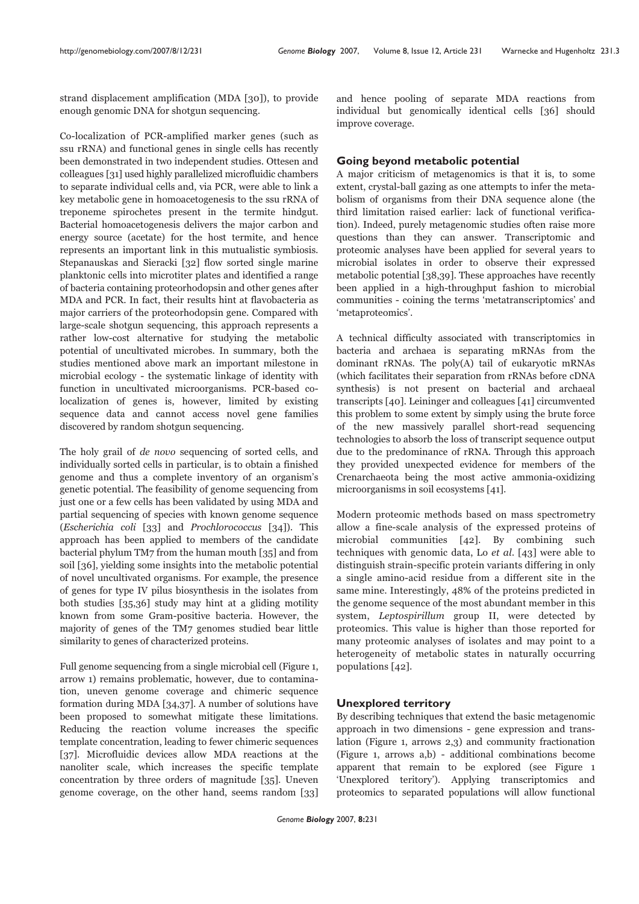strand displacement amplification (MDA [30]), to provide enough genomic DNA for shotgun sequencing.

Co-localization of PCR-amplified marker genes (such as ssu rRNA) and functional genes in single cells has recently been demonstrated in two independent studies. Ottesen and colleagues [31] used highly parallelized microfluidic chambers to separate individual cells and, via PCR, were able to link a key metabolic gene in homoacetogenesis to the ssu rRNA of treponeme spirochetes present in the termite hindgut. Bacterial homoacetogenesis delivers the major carbon and energy source (acetate) for the host termite, and hence represents an important link in this mutualistic symbiosis. Stepanauskas and Sieracki [32] flow sorted single marine planktonic cells into microtiter plates and identified a range of bacteria containing proteorhodopsin and other genes after MDA and PCR. In fact, their results hint at flavobacteria as major carriers of the proteorhodopsin gene. Compared with large-scale shotgun sequencing, this approach represents a rather low-cost alternative for studying the metabolic potential of uncultivated microbes. In summary, both the studies mentioned above mark an important milestone in microbial ecology - the systematic linkage of identity with function in uncultivated microorganisms. PCR-based co-localization of genes is, however, limited by existing sequence data and cannot access novel gene families discovered by random shotgun sequencing.

The holy grail of *de novo* sequencing of sorted cells, and individually sorted cells in particular, is to obtain a finished genome and thus a complete inventory of an organism's genetic potential. The feasibility of genome sequencing from just one or a few cells has been validated by using MDA and partial sequencing of species with known genome sequence (*Escherichia coli* [33] and *Prochlorococcus* [34]). This approach has been applied to members of the candidate bacterial phylum TM7 from the human mouth [35] and from soil [36], yielding some insights into the metabolic potential of novel uncultivated organisms. For example, the presence of genes for type IV pilus biosynthesis in the isolates from both studies [35,36] study may hint at a gliding motility known from some Gram-positive bacteria. However, the majority of genes of the TM7 genomes studied bear little similarity to genes of characterized proteins.

Full genome sequencing from a single microbial cell (Figure 1, arrow 1) remains problematic, however, due to contamination, uneven genome coverage and chimeric sequence formation during MDA [34,37]. A number of solutions have been proposed to somewhat mitigate these limitations. Reducing the reaction volume increases the specific template concentration, leading to fewer chimeric sequences [37]. Microfluidic devices allow MDA reactions at the nanoliter scale, which increases the specific template concentration by three orders of magnitude [35]. Uneven genome coverage, on the other hand, seems random [33] and hence pooling of separate MDA reactions from individual but genomically identical cells [36] should improve coverage.

## Going beyond metabolic potential

A major criticism of metagenomics is that it is, to some extent, crystal-ball gazing as one attempts to infer the metabolism of organisms from their DNA sequence alone (the third limitation raised earlier: lack of functional verification). Indeed, purely metagenomic studies often raise more questions than they can answer. Transcriptomic and proteomic analyses have been applied for several years to microbial isolates in order to observe their expressed metabolic potential [38,39]. These approaches have recently been applied in a high-throughput fashion to microbial communities - coining the terms 'metatranscriptomics' and 'metaproteomics'.

A technical difficulty associated with transcriptomics in bacteria and archaea is separating mRNAs from the dominant rRNAs. The poly(A) tail of eukaryotic mRNAs (which facilitates their separation from rRNAs before cDNA synthesis) is not present on bacterial and archaeal transcripts [40]. Leininger and colleagues [41] circumvented this problem to some extent by simply using the brute force of the new massively parallel short-read sequencing technologies to absorb the loss of transcript sequence output due to the predominance of rRNA. Through this approach they provided unexpected evidence for members of the Crenarchaeota being the most active ammonia-oxidizing microorganisms in soil ecosystems [41].

Modern proteomic methods based on mass spectrometry allow a fine-scale analysis of the expressed proteins of microbial communities [42]. By combining such techniques with genomic data, Lo *et al*. [43] were able to distinguish strain-specific protein variants differing in only a single amino-acid residue from a different site in the same mine. Interestingly, 48% of the proteins predicted in the genome sequence of the most abundant member in this system, *Leptospirillum* group II, were detected by proteomics. This value is higher than those reported for many proteomic analyses of isolates and may point to a heterogeneity of metabolic states in naturally occurring populations [42].

## Unexplored territory

By describing techniques that extend the basic metagenomic approach in two dimensions - gene expression and translation (Figure 1, arrows 2,3) and community fractionation (Figure 1, arrows a,b) - additional combinations become apparent that remain to be explored (see Figure 1 'Unexplored teritory'). Applying transcriptomics and proteomics to separated populations will allow functional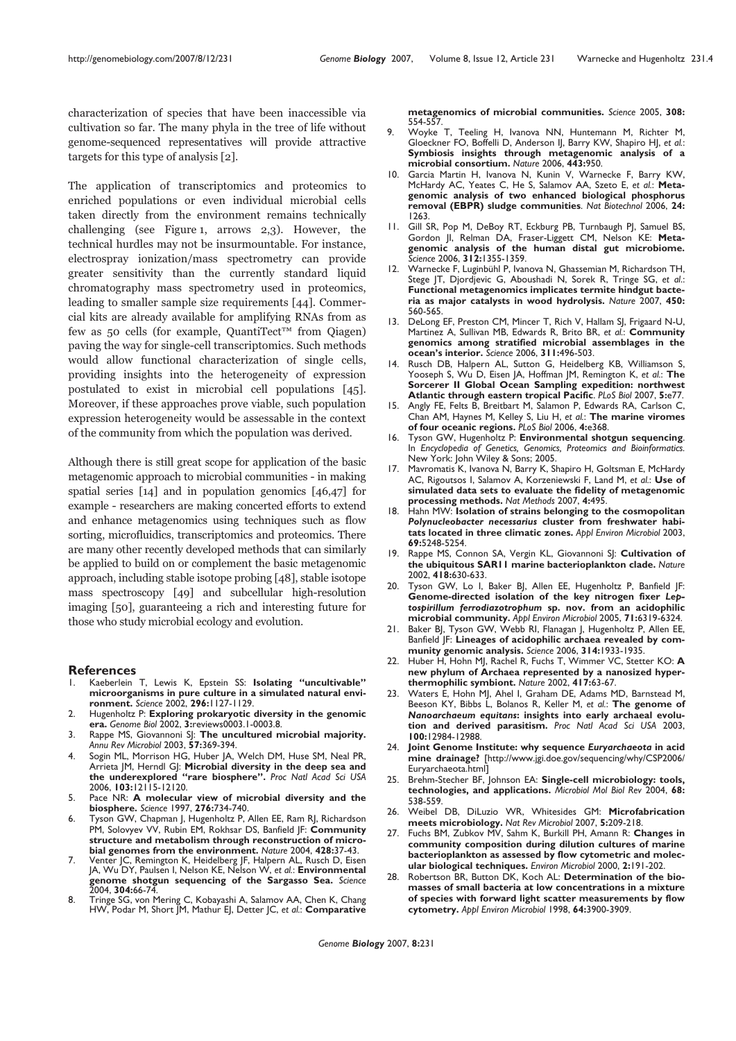characterization of species that have been inaccessible via cultivation so far. The many phyla in the tree of life without genome-sequenced representatives will provide attractive targets for this type of analysis [2].

The application of transcriptomics and proteomics to enriched populations or even individual microbial cells taken directly from the environment remains technically challenging (see Figure 1, arrows 2,3). However, the technical hurdles may not be insurmountable. For instance, electrospray ionization/mass spectrometry can provide greater sensitivity than the currently standard liquid chromatography mass spectrometry used in proteomics, leading to smaller sample size requirements [44]. Commercial kits are already available for amplifying RNAs from as few as 50 cells (for example, QuantiTect™ from Qiagen) paving the way for single-cell transcriptomics. Such methods would allow functional characterization of single cells, providing insights into the heterogeneity of expression postulated to exist in microbial cell populations [45]. Moreover, if these approaches prove viable, such population expression heterogeneity would be assessable in the context of the community from which the population was derived.

Although there is still great scope for application of the basic metagenomic approach to microbial communities - in making spatial series [14] and in population genomics [46,47] for example - researchers are making concerted efforts to extend and enhance metagenomics using techniques such as flow sorting, microfluidics, transcriptomics and proteomics. There are many other recently developed methods that can similarly be applied to build on or complement the basic metagenomic approach, including stable isotope probing [48], stable isotope mass spectroscopy [49] and subcellular high-resolution imaging [50], guaranteeing a rich and interesting future for those who study microbial ecology and evolution.

## References

1. Kaeberlein T, Lewis K, Epstein SS: **Isolating "uncultivable" microorganisms in pure culture in a simulated natural environment.** *Science* 2002, **296:**1127-1129.
2. Hugenholtz P: **Exploring prokaryotic diversity in the genomic era.** *Genome Biol* 2002, **3:**reviews0003.1-0003.8.
3. Rappe MS, Giovannoni SJ: **The uncultured microbial majority.** *Annu Rev Microbiol* 2003, **57:**369-394.
4. Sogin ML, Morrison HG, Huber JA, Welch DM, Huse SM, Neal PR, Arrieta JM, Herndl GJ: **Microbial diversity in the deep sea and the underexplored "rare biosphere".** *Proc Natl Acad Sci USA* 2006, **103:**12115-12120.
5. Pace NR: **A molecular view of microbial diversity and the biosphere.** *Science* 1997, **276:**734-740.
6. Tyson GW, Chapman J, Hugenholtz P, Allen EE, Ram RJ, Richardson PM, Solovyev VV, Rubin EM, Rokhsar DS, Banfield JF: **Community structure and metabolism through reconstruction of microbial genomes from the environment.** *Nature* 2004, **428:**37-43.
7. Venter JC, Remington K, Heidelberg JF, Halpern AL, Rusch D, Eisen JA, Wu DY, Paulsen I, Nelson KE, Nelson W, *et al.*: **Environmental genome shotgun sequencing of the Sargasso Sea.** *Science* 2004, **304:**66-74.
8. Tringe SG, von Mering C, Kobayashi A, Salamov AA, Chen K, Chang HW, Podar M, Short JM, Mathur EJ, Detter JC, *et al.*: **Comparative metagenomics of microbial communities.** *Science* 2005, **308:** 554-557.
9. Woyke T, Teeling H, Ivanova NN, Huntemann M, Richter M, Gloeckner FO, Boffelli D, Anderson IJ, Barry KW, Shapiro HJ, *et al.*: **Symbiosis insights through metagenomic analysis of a microbial consortium.** *Nature* 2006, **443:**950.
10. Garcia Martin H, Ivanova N, Kunin V, Warnecke F, Barry KW, McHardy AC, Yeates C, He S, Salamov AA, Szeto E, *et al.*: **Metagenomic analysis of two enhanced biological phosphorus removal (EBPR) sludge communities**. *Nat Biotechnol* 2006, **24:** 1263.
11. Gill SR, Pop M, DeBoy RT, Eckburg PB, Turnbaugh PJ, Samuel BS, Gordon JI, Relman DA, Fraser-Liggett CM, Nelson KE: **Metagenomic analysis of the human distal gut microbiome.** *Science* 2006, **312:**1355-1359.
12. Warnecke F, Luginbühl P, Ivanova N, Ghassemian M, Richardson TH, Stege JT, Djordjevic G, Aboushadi N, Sorek R, Tringe SG, *et al.*: **Functional metagenomics implicates termite hindgut bacteria as major catalysts in wood hydrolysis.** *Nature* 2007, **450:** 560-565.
13. DeLong EF, Preston CM, Mincer T, Rich V, Hallam SJ, Frigaard N-U, Martinez A, Sullivan MB, Edwards R, Brito BR, *et al.*: **Community genomics among stratified microbial assemblages in the ocean's interior.** *Science* 2006, **311:**496-503.
14. Rusch DB, Halpern AL, Sutton G, Heidelberg KB, Williamson S, Yooseph S, Wu D, Eisen JA, Hoffman JM, Remington K, *et al.*: **The Sorcerer II Global Ocean Sampling expedition: northwest Atlantic through eastern tropical Pacific**. *PLoS Biol* 2007, **5:**e77.
15. Angly FE, Felts B, Breitbart M, Salamon P, Edwards RA, Carlson C, Chan AM, Haynes M, Kelley S, Liu H, *et al.*: **The marine viromes of four oceanic regions.** *PLoS Biol* 2006, **4:**e368.
16. Tyson GW, Hugenholtz P: **Environmental shotgun sequencing**. In *Encyclopedia of Genetics, Genomics, Proteomics and Bioinformatics*. New York: John Wiley & Sons; 2005.
17. Mavromatis K, Ivanova N, Barry K, Shapiro H, Goltsman E, McHardy AC, Rigoutsos I, Salamov A, Korzeniewski F, Land M, *et al.*: **Use of simulated data sets to evaluate the fidelity of metagenomic processing methods.** *Nat Methods* 2007, **4:**495.
18. Hahn MW: **Isolation of strains belonging to the cosmopolitan *Polynucleobacter necessarius* cluster from freshwater habitats located in three climatic zones.** *Appl Environ Microbiol* 2003, **69:**5248-5254.
19. Rappe MS, Connon SA, Vergin KL, Giovannoni SJ: **Cultivation of the ubiquitous SAR11 marine bacterioplankton clade.** *Nature* 2002, **418:**630-633.
20. Tyson GW, Lo I, Baker BJ, Allen EE, Hugenholtz P, Banfield JF: **Genome-directed isolation of the key nitrogen fixer *Leptospirillum ferrodiazotrophum* sp. nov. from an acidophilic microbial community.** *Appl Environ Microbiol* 2005, **71:**6319-6324.
21. Baker BJ, Tyson GW, Webb RI, Flanagan J, Hugenholtz P, Allen EE, Banfield JF: **Lineages of acidophilic archaea revealed by community genomic analysis.** *Science* 2006, **314:**1933-1935.
22. Huber H, Hohn MJ, Rachel R, Fuchs T, Wimmer VC, Stetter KO: **A new phylum of Archaea represented by a nanosized hyperthermophilic symbiont.** *Nature* 2002, **417:**63-67.
23. Waters E, Hohn MJ, Ahel I, Graham DE, Adams MD, Barnstead M, Beeson KY, Bibbs L, Bolanos R, Keller M, *et al.*: **The genome of *Nanoarchaeum equitans*: insights into early archaeal evolution and derived parasitism.** *Proc Natl Acad Sci USA* 2003, **100:**12984-12988.
24. **Joint Genome Institute: why sequence *Euryarchaeota* in acid mine drainage?** [http://www.jgi.doe.gov/sequencing/why/CSP2006/Euryarchaeota.html]
25. Brehm-Stecher BF, Johnson EA: **Single-cell microbiology: tools, technologies, and applications.** *Microbiol Mol Biol Rev* 2004, **68:** 538-559.
26. Weibel DB, DiLuzio WR, Whitesides GM: **Microfabrication meets microbiology.** *Nat Rev Microbiol* 2007, **5:**209-218.
27. Fuchs BM, Zubkov MV, Sahm K, Burkill PH, Amann R: **Changes in community composition during dilution cultures of marine bacterioplankton as assessed by flow cytometric and molecular biological techniques.** *Environ Microbiol* 2000, **2:**191-202.
28. Robertson BR, Button DK, Koch AL: **Determination of the biomasses of small bacteria at low concentrations in a mixture of species with forward light scatter measurements by flow cytometry.** *Appl Environ Microbiol* 1998, **64:**3900-3909.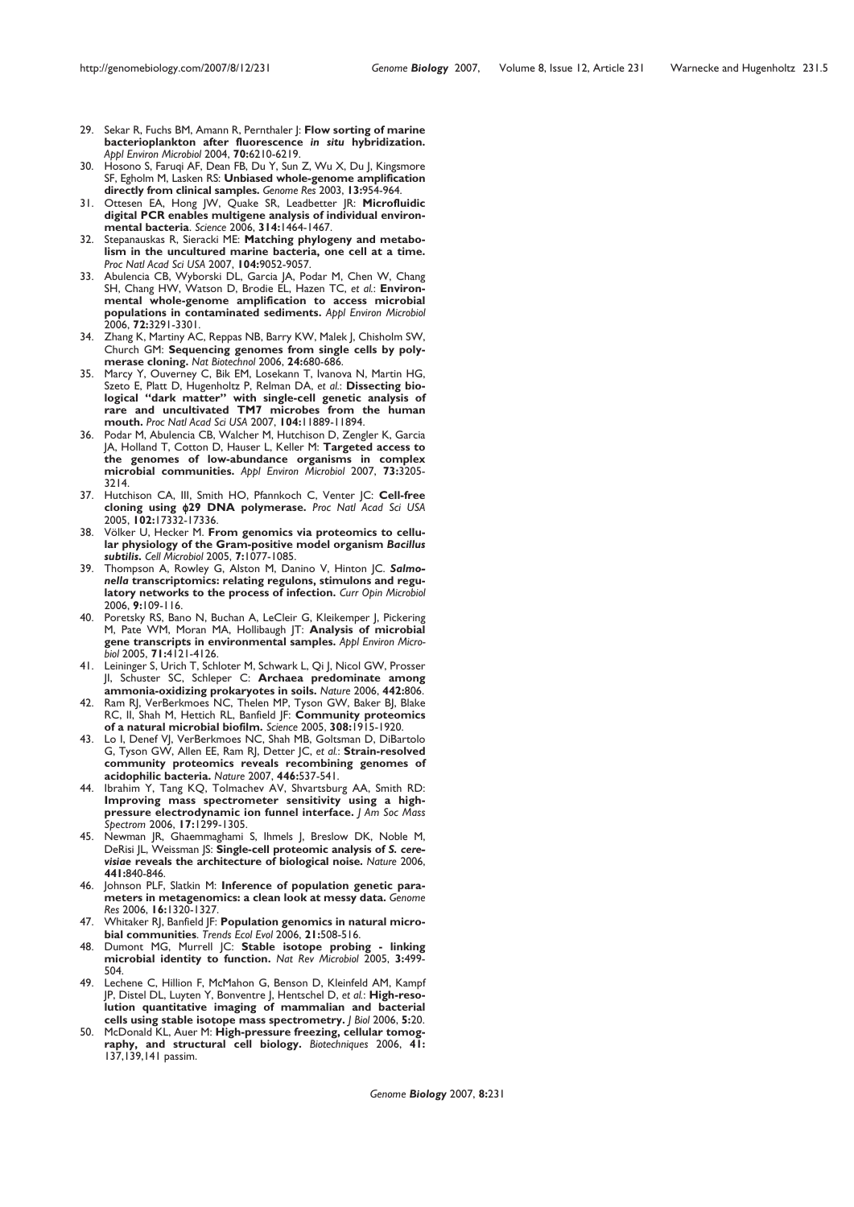29. Sekar R, Fuchs BM, Amann R, Pernthaler J: **Flow sorting of marine bacterioplankton after fluorescence *in situ* hybridization.** *Appl Environ Microbiol* 2004, **70:**6210-6219.
30. Hosono S, Faruqi AF, Dean FB, Du Y, Sun Z, Wu X, Du J, Kingsmore SF, Egholm M, Lasken RS: **Unbiased whole-genome amplification directly from clinical samples.** *Genome Res* 2003, **13:**954-964.
31. Ottesen EA, Hong JW, Quake SR, Leadbetter JR: **Microfluidic digital PCR enables multigene analysis of individual environmental bacteria**. *Science* 2006, **314:**1464-1467.
32. Stepanauskas R, Sieracki ME: **Matching phylogeny and metabolism in the uncultured marine bacteria, one cell at a time.** *Proc Natl Acad Sci USA* 2007, **104:**9052-9057.
33. Abulencia CB, Wyborski DL, Garcia JA, Podar M, Chen W, Chang SH, Chang HW, Watson D, Brodie EL, Hazen TC, *et al.*: **Environmental whole-genome amplification to access microbial populations in contaminated sediments.** *Appl Environ Microbiol* 2006, **72:**3291-3301.
34. Zhang K, Martiny AC, Reppas NB, Barry KW, Malek J, Chisholm SW, Church GM: **Sequencing genomes from single cells by polymerase cloning.** *Nat Biotechnol* 2006, **24:**680-686.
35. Marcy Y, Ouverney C, Bik EM, Losekann T, Ivanova N, Martin HG, Szeto E, Platt D, Hugenholtz P, Relman DA, *et al.*: **Dissecting biological "dark matter" with single-cell genetic analysis of rare and uncultivated TM7 microbes from the human mouth.** *Proc Natl Acad Sci USA* 2007, **104:**11889-11894.
36. Podar M, Abulencia CB, Walcher M, Hutchison D, Zengler K, Garcia JA, Holland T, Cotton D, Hauser L, Keller M: **Targeted access to the genomes of low-abundance organisms in complex microbial communities.** *Appl Environ Microbiol* 2007, **73:**3205-3214.
37. Hutchison CA, III, Smith HO, Pfannkoch C, Venter JC: **Cell-free cloning using φ29 DNA polymerase.** *Proc Natl Acad Sci USA* 2005, **102:**17332-17336.
38. Völker U, Hecker M. **From genomics via proteomics to cellular physiology of the Gram-positive model organism *Bacillus subtilis*.** *Cell Microbiol* 2005, **7:**1077-1085.
39. Thompson A, Rowley G, Alston M, Danino V, Hinton JC. ***Salmonella* transcriptomics: relating regulons, stimulons and regulatory networks to the process of infection.** *Curr Opin Microbiol* 2006, **9:**109-116.
40. Poretsky RS, Bano N, Buchan A, LeCleir G, Kleikemper J, Pickering M, Pate WM, Moran MA, Hollibaugh JT: **Analysis of microbial gene transcripts in environmental samples.** *Appl Environ Microbiol* 2005, **71:**4121-4126.
41. Leininger S, Urich T, Schloter M, Schwark L, Qi J, Nicol GW, Prosser JI, Schuster SC, Schleper C: **Archaea predominate among ammonia-oxidizing prokaryotes in soils.** *Nature* 2006, **442:**806.
42. Ram RJ, VerBerkmoes NC, Thelen MP, Tyson GW, Baker BJ, Blake RC, II, Shah M, Hettich RL, Banfield JF: **Community proteomics of a natural microbial biofilm.** *Science* 2005, **308:**1915-1920.
43. Lo I, Denef VJ, VerBerkmoes NC, Shah MB, Goltsman D, DiBartolo G, Tyson GW, Allen EE, Ram RJ, Detter JC, *et al.*: **Strain-resolved community proteomics reveals recombining genomes of acidophilic bacteria.** *Nature* 2007, **446:**537-541.
44. Ibrahim Y, Tang KQ, Tolmachev AV, Shvartsburg AA, Smith RD: **Improving mass spectrometer sensitivity using a high-pressure electrodynamic ion funnel interface.** *J Am Soc Mass Spectrom* 2006, **17:**1299-1305.
45. Newman JR, Ghaemmaghami S, Ihmels J, Breslow DK, Noble M, DeRisi JL, Weissman JS: **Single-cell proteomic analysis of *S. cerevisiae* reveals the architecture of biological noise.** *Nature* 2006, **441:**840-846.
46. Johnson PLF, Slatkin M: **Inference of population genetic parameters in metagenomics: a clean look at messy data.** *Genome Res* 2006, **16:**1320-1327.
47. Whitaker RJ, Banfield JF: **Population genomics in natural microbial communities**. *Trends Ecol Evol* 2006, **21:**508-516.
48. Dumont MG, Murrell JC: **Stable isotope probing - linking microbial identity to function.** *Nat Rev Microbiol* 2005, **3:**499-504.
49. Lechene C, Hillion F, McMahon G, Benson D, Kleinfeld AM, Kampf JP, Distel DL, Luyten Y, Bonventre J, Hentschel D, *et al.*: **High-resolution quantitative imaging of mammalian and bacterial cells using stable isotope mass spectrometry.** *J Biol* 2006, **5:**20.
50. McDonald KL, Auer M: **High-pressure freezing, cellular tomography, and structural cell biology.** *Biotechniques* 2006, **41:** 137,139,141 passim.